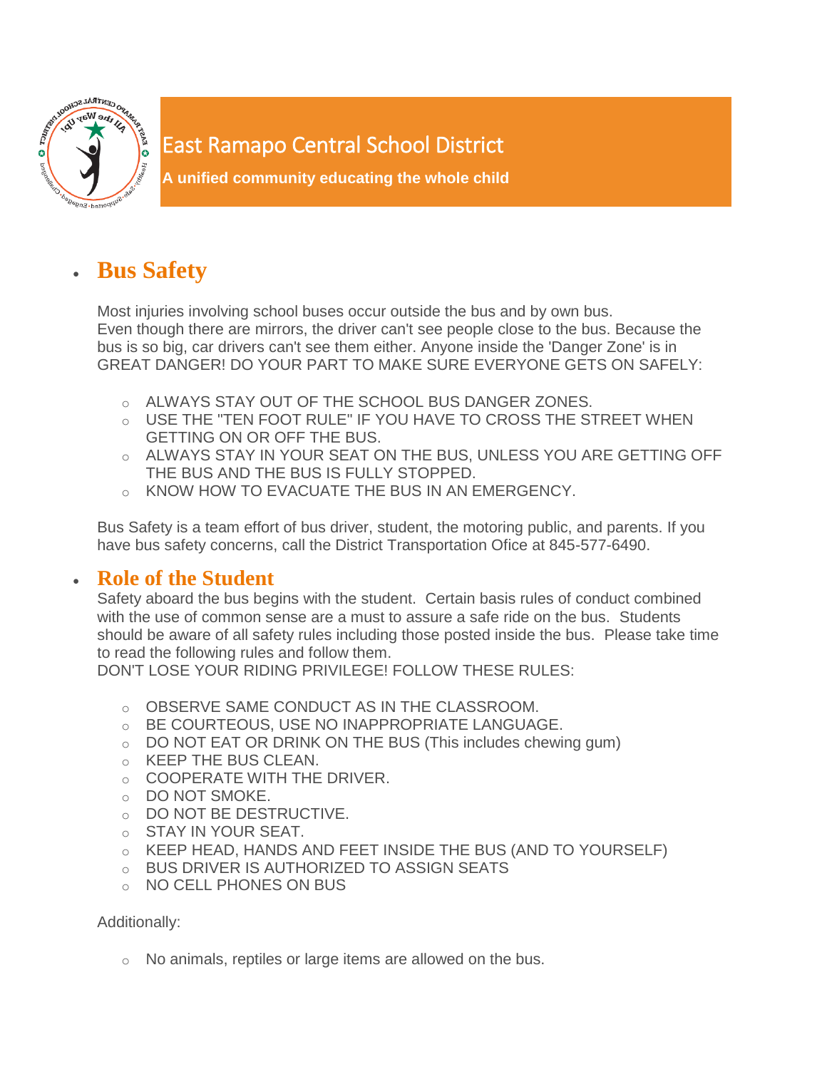# East Ramapo Central School District

**A unified community educating the whole child**

## Bus Safety

Most injuries involving school buses occur outside the bus and by own bus.
Even though there are mirrors, the driver can't see people close to the bus. Because the bus is so big, car drivers can't see them either. Anyone inside the 'Danger Zone' is in GREAT DANGER! DO YOUR PART TO MAKE SURE EVERYONE GETS ON SAFELY:

- ALWAYS STAY OUT OF THE SCHOOL BUS DANGER ZONES.
- USE THE "TEN FOOT RULE" IF YOU HAVE TO CROSS THE STREET WHEN GETTING ON OR OFF THE BUS.
- ALWAYS STAY IN YOUR SEAT ON THE BUS, UNLESS YOU ARE GETTING OFF THE BUS AND THE BUS IS FULLY STOPPED.
- KNOW HOW TO EVACUATE THE BUS IN AN EMERGENCY.

Bus Safety is a team effort of bus driver, student, the motoring public, and parents. If you have bus safety concerns, call the District Transportation Ofice at 845-577-6490.

## Role of the Student

Safety aboard the bus begins with the student. Certain basis rules of conduct combined with the use of common sense are a must to assure a safe ride on the bus. Students should be aware of all safety rules including those posted inside the bus. Please take time to read the following rules and follow them.
DON'T LOSE YOUR RIDING PRIVILEGE! FOLLOW THESE RULES:

- OBSERVE SAME CONDUCT AS IN THE CLASSROOM.
- BE COURTEOUS, USE NO INAPPROPRIATE LANGUAGE.
- DO NOT EAT OR DRINK ON THE BUS (This includes chewing gum)
- KEEP THE BUS CLEAN.
- COOPERATE WITH THE DRIVER.
- DO NOT SMOKE.
- DO NOT BE DESTRUCTIVE.
- STAY IN YOUR SEAT.
- KEEP HEAD, HANDS AND FEET INSIDE THE BUS (AND TO YOURSELF)
- BUS DRIVER IS AUTHORIZED TO ASSIGN SEATS
- NO CELL PHONES ON BUS

Additionally:

- No animals, reptiles or large items are allowed on the bus.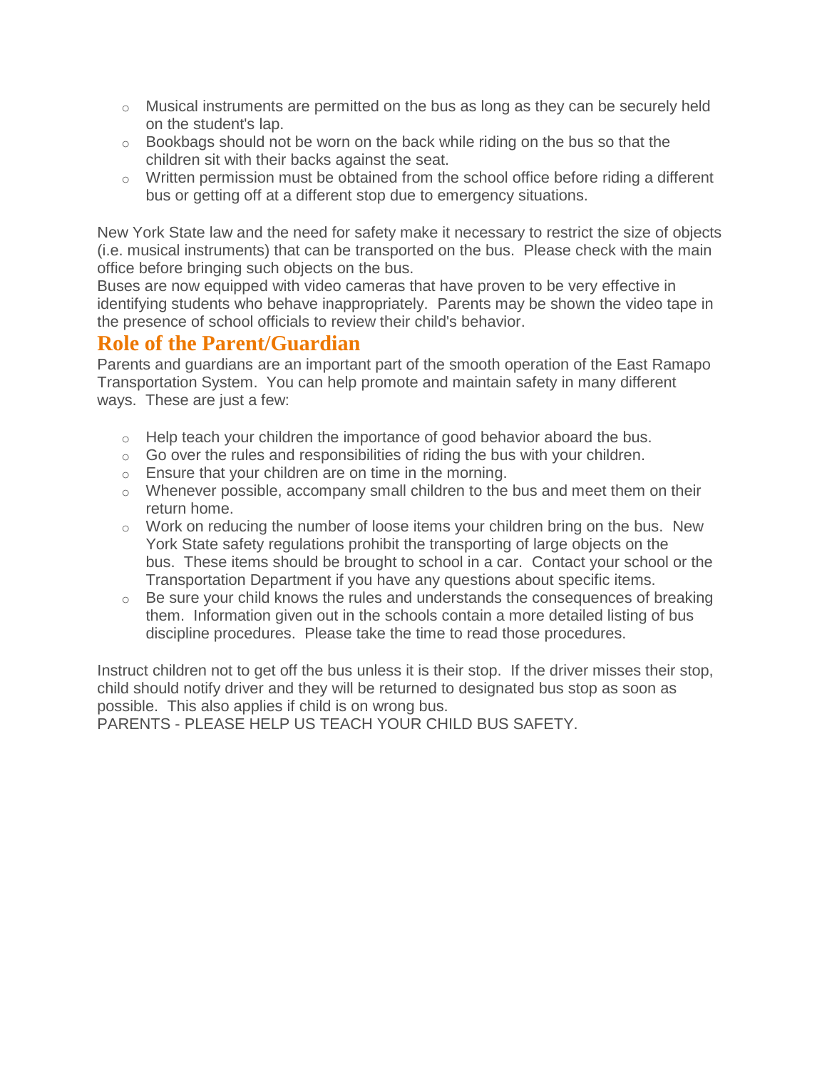- Musical instruments are permitted on the bus as long as they can be securely held on the student's lap.
- Bookbags should not be worn on the back while riding on the bus so that the children sit with their backs against the seat.
- Written permission must be obtained from the school office before riding a different bus or getting off at a different stop due to emergency situations.

New York State law and the need for safety make it necessary to restrict the size of objects (i.e. musical instruments) that can be transported on the bus. Please check with the main office before bringing such objects on the bus.
Buses are now equipped with video cameras that have proven to be very effective in identifying students who behave inappropriately. Parents may be shown the video tape in the presence of school officials to review their child's behavior.

## Role of the Parent/Guardian

Parents and guardians are an important part of the smooth operation of the East Ramapo Transportation System. You can help promote and maintain safety in many different ways. These are just a few:

- Help teach your children the importance of good behavior aboard the bus.
- Go over the rules and responsibilities of riding the bus with your children.
- Ensure that your children are on time in the morning.
- Whenever possible, accompany small children to the bus and meet them on their return home.
- Work on reducing the number of loose items your children bring on the bus. New York State safety regulations prohibit the transporting of large objects on the bus. These items should be brought to school in a car. Contact your school or the Transportation Department if you have any questions about specific items.
- Be sure your child knows the rules and understands the consequences of breaking them. Information given out in the schools contain a more detailed listing of bus discipline procedures. Please take the time to read those procedures.

Instruct children not to get off the bus unless it is their stop. If the driver misses their stop, child should notify driver and they will be returned to designated bus stop as soon as possible. This also applies if child is on wrong bus.
PARENTS - PLEASE HELP US TEACH YOUR CHILD BUS SAFETY.